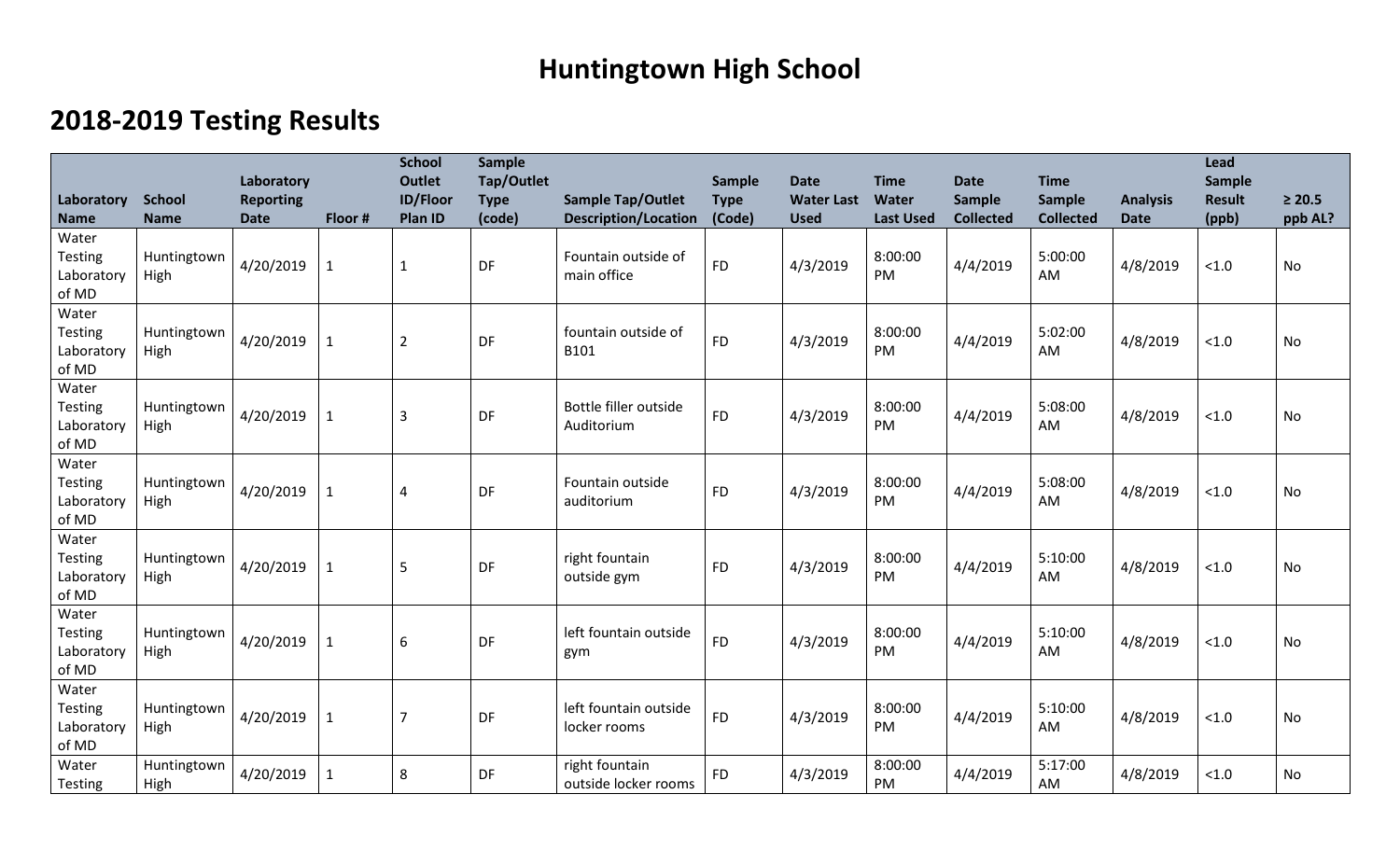# Huntingtown High School

## 2018-2019 Testing Results

| Laboratory Name | School Name | Laboratory Reporting Date | Floor # | School Outlet ID/Floor Plan ID | Sample Tap/Outlet Type (code) | Sample Tap/Outlet Description/Location | Sample Type (Code) | Date Water Last Used | Time Water Last Used | Date Sample Collected | Time Sample Collected | Analysis Date | Lead Sample Result (ppb) | ≥ 20.5 ppb AL? |
|---|---|---|---|---|---|---|---|---|---|---|---|---|---|---|
| Water Testing Laboratory of MD | Huntingtown High | 4/20/2019 | 1 | 1 | DF | Fountain outside of main office | FD | 4/3/2019 | 8:00:00 PM | 4/4/2019 | 5:00:00 AM | 4/8/2019 | <1.0 | No |
| Water Testing Laboratory of MD | Huntingtown High | 4/20/2019 | 1 | 2 | DF | fountain outside of B101 | FD | 4/3/2019 | 8:00:00 PM | 4/4/2019 | 5:02:00 AM | 4/8/2019 | <1.0 | No |
| Water Testing Laboratory of MD | Huntingtown High | 4/20/2019 | 1 | 3 | DF | Bottle filler outside Auditorium | FD | 4/3/2019 | 8:00:00 PM | 4/4/2019 | 5:08:00 AM | 4/8/2019 | <1.0 | No |
| Water Testing Laboratory of MD | Huntingtown High | 4/20/2019 | 1 | 4 | DF | Fountain outside auditorium | FD | 4/3/2019 | 8:00:00 PM | 4/4/2019 | 5:08:00 AM | 4/8/2019 | <1.0 | No |
| Water Testing Laboratory of MD | Huntingtown High | 4/20/2019 | 1 | 5 | DF | right fountain outside gym | FD | 4/3/2019 | 8:00:00 PM | 4/4/2019 | 5:10:00 AM | 4/8/2019 | <1.0 | No |
| Water Testing Laboratory of MD | Huntingtown High | 4/20/2019 | 1 | 6 | DF | left fountain outside gym | FD | 4/3/2019 | 8:00:00 PM | 4/4/2019 | 5:10:00 AM | 4/8/2019 | <1.0 | No |
| Water Testing Laboratory of MD | Huntingtown High | 4/20/2019 | 1 | 7 | DF | left fountain outside locker rooms | FD | 4/3/2019 | 8:00:00 PM | 4/4/2019 | 5:10:00 AM | 4/8/2019 | <1.0 | No |
| Water Testing | Huntingtown High | 4/20/2019 | 1 | 8 | DF | right fountain outside locker rooms | FD | 4/3/2019 | 8:00:00 PM | 4/4/2019 | 5:17:00 AM | 4/8/2019 | <1.0 | No |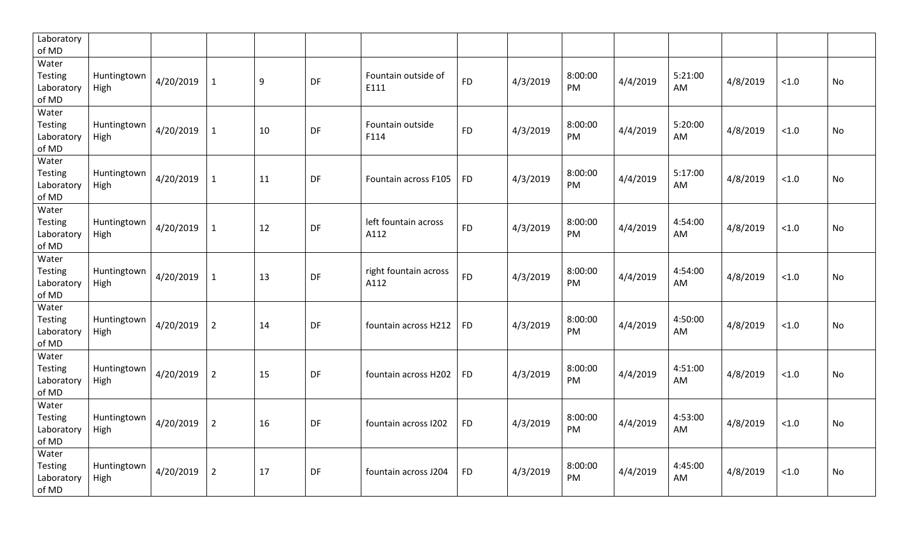| | | | | | | | | | | | | | | |
|---|---|---|---|---|---|---|---|---|---|---|---|---|---|---|
| Laboratory of MD | | | | | | | | | | | | | | |
| Water Testing Laboratory of MD | Huntingtown High | 4/20/2019 | 1 | 9 | DF | Fountain outside of E111 | FD | 4/3/2019 | 8:00:00 PM | 4/4/2019 | 5:21:00 AM | 4/8/2019 | <1.0 | No |
| Water Testing Laboratory of MD | Huntingtown High | 4/20/2019 | 1 | 10 | DF | Fountain outside F114 | FD | 4/3/2019 | 8:00:00 PM | 4/4/2019 | 5:20:00 AM | 4/8/2019 | <1.0 | No |
| Water Testing Laboratory of MD | Huntingtown High | 4/20/2019 | 1 | 11 | DF | Fountain across F105 | FD | 4/3/2019 | 8:00:00 PM | 4/4/2019 | 5:17:00 AM | 4/8/2019 | <1.0 | No |
| Water Testing Laboratory of MD | Huntingtown High | 4/20/2019 | 1 | 12 | DF | left fountain across A112 | FD | 4/3/2019 | 8:00:00 PM | 4/4/2019 | 4:54:00 AM | 4/8/2019 | <1.0 | No |
| Water Testing Laboratory of MD | Huntingtown High | 4/20/2019 | 1 | 13 | DF | right fountain across A112 | FD | 4/3/2019 | 8:00:00 PM | 4/4/2019 | 4:54:00 AM | 4/8/2019 | <1.0 | No |
| Water Testing Laboratory of MD | Huntingtown High | 4/20/2019 | 2 | 14 | DF | fountain across H212 | FD | 4/3/2019 | 8:00:00 PM | 4/4/2019 | 4:50:00 AM | 4/8/2019 | <1.0 | No |
| Water Testing Laboratory of MD | Huntingtown High | 4/20/2019 | 2 | 15 | DF | fountain across H202 | FD | 4/3/2019 | 8:00:00 PM | 4/4/2019 | 4:51:00 AM | 4/8/2019 | <1.0 | No |
| Water Testing Laboratory of MD | Huntingtown High | 4/20/2019 | 2 | 16 | DF | fountain across I202 | FD | 4/3/2019 | 8:00:00 PM | 4/4/2019 | 4:53:00 AM | 4/8/2019 | <1.0 | No |
| Water Testing Laboratory of MD | Huntingtown High | 4/20/2019 | 2 | 17 | DF | fountain across J204 | FD | 4/3/2019 | 8:00:00 PM | 4/4/2019 | 4:45:00 AM | 4/8/2019 | <1.0 | No |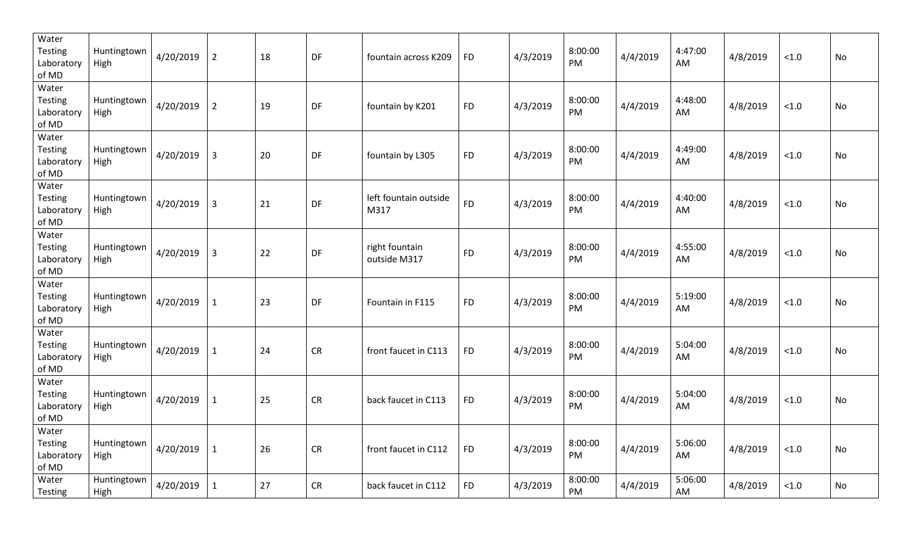| | | | | | | | | | | | | | | |
|---|---|---|---|---|---|---|---|---|---|---|---|---|---|---|
| Water Testing Laboratory of MD | Huntingtown High | 4/20/2019 | 2 | 18 | DF | fountain across K209 | FD | 4/3/2019 | 8:00:00 PM | 4/4/2019 | 4:47:00 AM | 4/8/2019 | <1.0 | No |
| Water Testing Laboratory of MD | Huntingtown High | 4/20/2019 | 2 | 19 | DF | fountain by K201 | FD | 4/3/2019 | 8:00:00 PM | 4/4/2019 | 4:48:00 AM | 4/8/2019 | <1.0 | No |
| Water Testing Laboratory of MD | Huntingtown High | 4/20/2019 | 3 | 20 | DF | fountain by L305 | FD | 4/3/2019 | 8:00:00 PM | 4/4/2019 | 4:49:00 AM | 4/8/2019 | <1.0 | No |
| Water Testing Laboratory of MD | Huntingtown High | 4/20/2019 | 3 | 21 | DF | left fountain outside M317 | FD | 4/3/2019 | 8:00:00 PM | 4/4/2019 | 4:40:00 AM | 4/8/2019 | <1.0 | No |
| Water Testing Laboratory of MD | Huntingtown High | 4/20/2019 | 3 | 22 | DF | right fountain outside M317 | FD | 4/3/2019 | 8:00:00 PM | 4/4/2019 | 4:55:00 AM | 4/8/2019 | <1.0 | No |
| Water Testing Laboratory of MD | Huntingtown High | 4/20/2019 | 1 | 23 | DF | Fountain in F115 | FD | 4/3/2019 | 8:00:00 PM | 4/4/2019 | 5:19:00 AM | 4/8/2019 | <1.0 | No |
| Water Testing Laboratory of MD | Huntingtown High | 4/20/2019 | 1 | 24 | CR | front faucet in C113 | FD | 4/3/2019 | 8:00:00 PM | 4/4/2019 | 5:04:00 AM | 4/8/2019 | <1.0 | No |
| Water Testing Laboratory of MD | Huntingtown High | 4/20/2019 | 1 | 25 | CR | back faucet in C113 | FD | 4/3/2019 | 8:00:00 PM | 4/4/2019 | 5:04:00 AM | 4/8/2019 | <1.0 | No |
| Water Testing Laboratory of MD | Huntingtown High | 4/20/2019 | 1 | 26 | CR | front faucet in C112 | FD | 4/3/2019 | 8:00:00 PM | 4/4/2019 | 5:06:00 AM | 4/8/2019 | <1.0 | No |
| Water Testing | Huntingtown High | 4/20/2019 | 1 | 27 | CR | back faucet in C112 | FD | 4/3/2019 | 8:00:00 PM | 4/4/2019 | 5:06:00 AM | 4/8/2019 | <1.0 | No |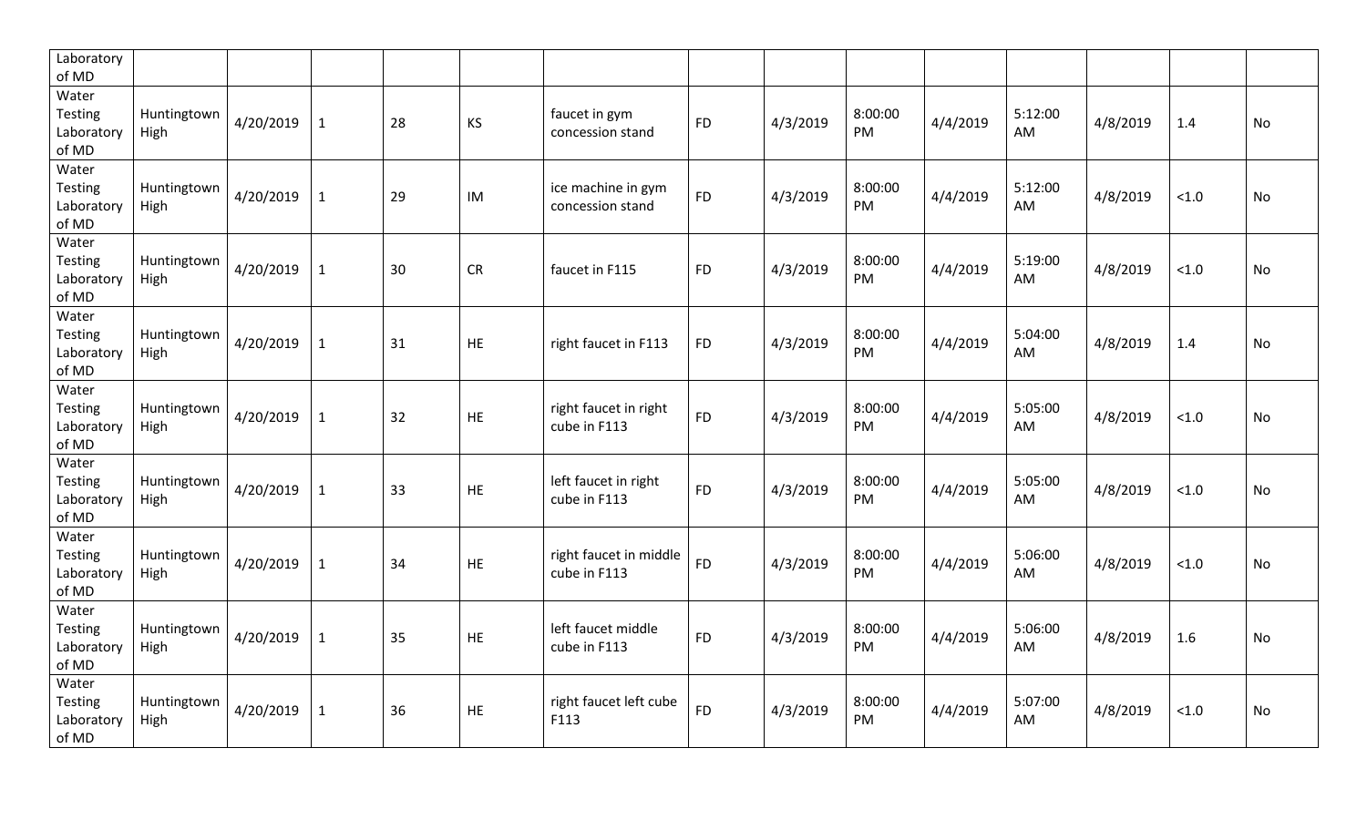| | | | | | | | | | | | | | | |
|---|---|---|---|---|---|---|---|---|---|---|---|---|---|---|
| Laboratory of MD | | | | | | | | | | | | | | |
| Water Testing Laboratory of MD | Huntingtown High | 4/20/2019 | 1 | 28 | KS | faucet in gym concession stand | FD | 4/3/2019 | 8:00:00 PM | 4/4/2019 | 5:12:00 AM | 4/8/2019 | 1.4 | No |
| Water Testing Laboratory of MD | Huntingtown High | 4/20/2019 | 1 | 29 | IM | ice machine in gym concession stand | FD | 4/3/2019 | 8:00:00 PM | 4/4/2019 | 5:12:00 AM | 4/8/2019 | <1.0 | No |
| Water Testing Laboratory of MD | Huntingtown High | 4/20/2019 | 1 | 30 | CR | faucet in F115 | FD | 4/3/2019 | 8:00:00 PM | 4/4/2019 | 5:19:00 AM | 4/8/2019 | <1.0 | No |
| Water Testing Laboratory of MD | Huntingtown High | 4/20/2019 | 1 | 31 | HE | right faucet in F113 | FD | 4/3/2019 | 8:00:00 PM | 4/4/2019 | 5:04:00 AM | 4/8/2019 | 1.4 | No |
| Water Testing Laboratory of MD | Huntingtown High | 4/20/2019 | 1 | 32 | HE | right faucet in right cube in F113 | FD | 4/3/2019 | 8:00:00 PM | 4/4/2019 | 5:05:00 AM | 4/8/2019 | <1.0 | No |
| Water Testing Laboratory of MD | Huntingtown High | 4/20/2019 | 1 | 33 | HE | left faucet in right cube in F113 | FD | 4/3/2019 | 8:00:00 PM | 4/4/2019 | 5:05:00 AM | 4/8/2019 | <1.0 | No |
| Water Testing Laboratory of MD | Huntingtown High | 4/20/2019 | 1 | 34 | HE | right faucet in middle cube in F113 | FD | 4/3/2019 | 8:00:00 PM | 4/4/2019 | 5:06:00 AM | 4/8/2019 | <1.0 | No |
| Water Testing Laboratory of MD | Huntingtown High | 4/20/2019 | 1 | 35 | HE | left faucet middle cube in F113 | FD | 4/3/2019 | 8:00:00 PM | 4/4/2019 | 5:06:00 AM | 4/8/2019 | 1.6 | No |
| Water Testing Laboratory of MD | Huntingtown High | 4/20/2019 | 1 | 36 | HE | right faucet left cube F113 | FD | 4/3/2019 | 8:00:00 PM | 4/4/2019 | 5:07:00 AM | 4/8/2019 | <1.0 | No |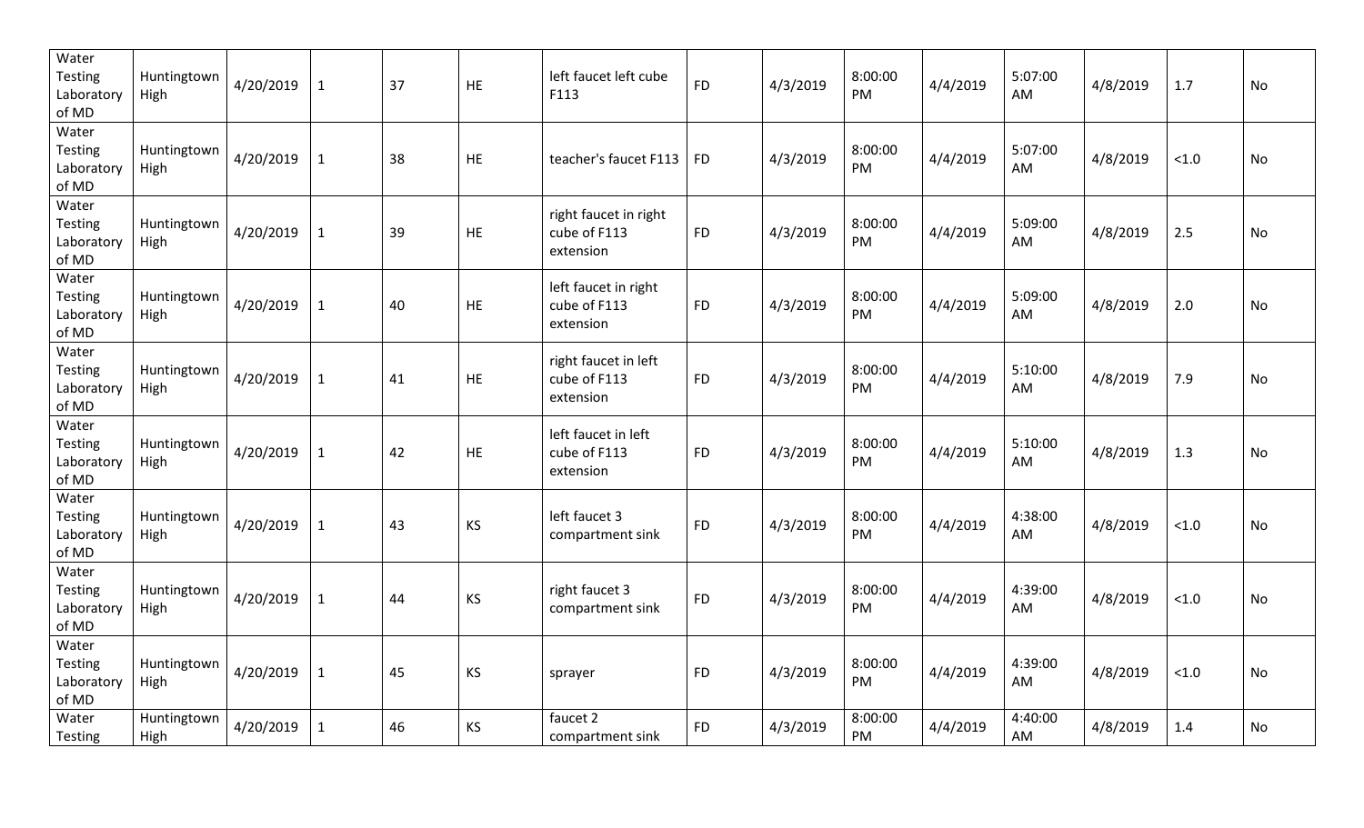| | | | | | | | | | | | | | | |
|---|---|---|---|---|---|---|---|---|---|---|---|---|---|---|
| Water Testing Laboratory of MD | Huntingtown High | 4/20/2019 | 1 | 37 | HE | left faucet left cube F113 | FD | 4/3/2019 | 8:00:00 PM | 4/4/2019 | 5:07:00 AM | 4/8/2019 | 1.7 | No |
| Water Testing Laboratory of MD | Huntingtown High | 4/20/2019 | 1 | 38 | HE | teacher's faucet F113 | FD | 4/3/2019 | 8:00:00 PM | 4/4/2019 | 5:07:00 AM | 4/8/2019 | <1.0 | No |
| Water Testing Laboratory of MD | Huntingtown High | 4/20/2019 | 1 | 39 | HE | right faucet in right cube of F113 extension | FD | 4/3/2019 | 8:00:00 PM | 4/4/2019 | 5:09:00 AM | 4/8/2019 | 2.5 | No |
| Water Testing Laboratory of MD | Huntingtown High | 4/20/2019 | 1 | 40 | HE | left faucet in right cube of F113 extension | FD | 4/3/2019 | 8:00:00 PM | 4/4/2019 | 5:09:00 AM | 4/8/2019 | 2.0 | No |
| Water Testing Laboratory of MD | Huntingtown High | 4/20/2019 | 1 | 41 | HE | right faucet in left cube of F113 extension | FD | 4/3/2019 | 8:00:00 PM | 4/4/2019 | 5:10:00 AM | 4/8/2019 | 7.9 | No |
| Water Testing Laboratory of MD | Huntingtown High | 4/20/2019 | 1 | 42 | HE | left faucet in left cube of F113 extension | FD | 4/3/2019 | 8:00:00 PM | 4/4/2019 | 5:10:00 AM | 4/8/2019 | 1.3 | No |
| Water Testing Laboratory of MD | Huntingtown High | 4/20/2019 | 1 | 43 | KS | left faucet 3 compartment sink | FD | 4/3/2019 | 8:00:00 PM | 4/4/2019 | 4:38:00 AM | 4/8/2019 | <1.0 | No |
| Water Testing Laboratory of MD | Huntingtown High | 4/20/2019 | 1 | 44 | KS | right faucet 3 compartment sink | FD | 4/3/2019 | 8:00:00 PM | 4/4/2019 | 4:39:00 AM | 4/8/2019 | <1.0 | No |
| Water Testing Laboratory of MD | Huntingtown High | 4/20/2019 | 1 | 45 | KS | sprayer | FD | 4/3/2019 | 8:00:00 PM | 4/4/2019 | 4:39:00 AM | 4/8/2019 | <1.0 | No |
| Water Testing | Huntingtown High | 4/20/2019 | 1 | 46 | KS | faucet 2 compartment sink | FD | 4/3/2019 | 8:00:00 PM | 4/4/2019 | 4:40:00 AM | 4/8/2019 | 1.4 | No |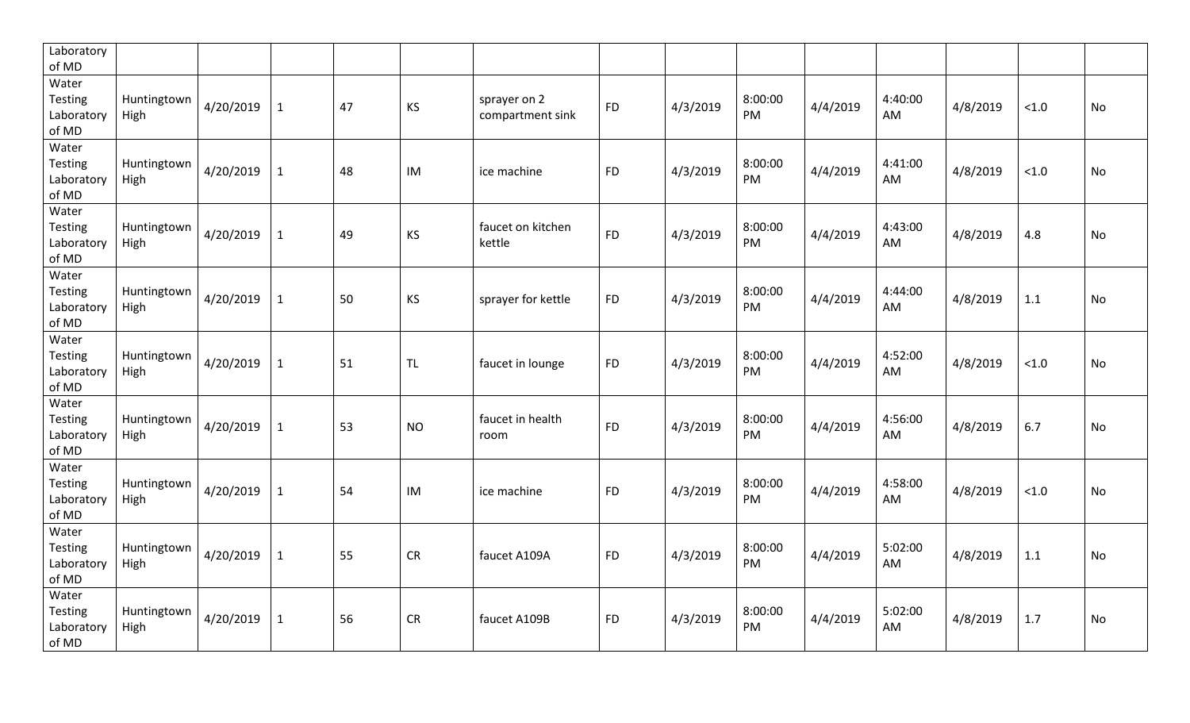| | | | | | | | | | | | | | | |
|---|---|---|---|---|---|---|---|---|---|---|---|---|---|---|
| Laboratory of MD | | | | | | | | | | | | | | |
| Water Testing Laboratory of MD | Huntingtown High | 4/20/2019 | 1 | 47 | KS | sprayer on 2 compartment sink | FD | 4/3/2019 | 8:00:00 PM | 4/4/2019 | 4:40:00 AM | 4/8/2019 | <1.0 | No |
| Water Testing Laboratory of MD | Huntingtown High | 4/20/2019 | 1 | 48 | IM | ice machine | FD | 4/3/2019 | 8:00:00 PM | 4/4/2019 | 4:41:00 AM | 4/8/2019 | <1.0 | No |
| Water Testing Laboratory of MD | Huntingtown High | 4/20/2019 | 1 | 49 | KS | faucet on kitchen kettle | FD | 4/3/2019 | 8:00:00 PM | 4/4/2019 | 4:43:00 AM | 4/8/2019 | 4.8 | No |
| Water Testing Laboratory of MD | Huntingtown High | 4/20/2019 | 1 | 50 | KS | sprayer for kettle | FD | 4/3/2019 | 8:00:00 PM | 4/4/2019 | 4:44:00 AM | 4/8/2019 | 1.1 | No |
| Water Testing Laboratory of MD | Huntingtown High | 4/20/2019 | 1 | 51 | TL | faucet in lounge | FD | 4/3/2019 | 8:00:00 PM | 4/4/2019 | 4:52:00 AM | 4/8/2019 | <1.0 | No |
| Water Testing Laboratory of MD | Huntingtown High | 4/20/2019 | 1 | 53 | NO | faucet in health room | FD | 4/3/2019 | 8:00:00 PM | 4/4/2019 | 4:56:00 AM | 4/8/2019 | 6.7 | No |
| Water Testing Laboratory of MD | Huntingtown High | 4/20/2019 | 1 | 54 | IM | ice machine | FD | 4/3/2019 | 8:00:00 PM | 4/4/2019 | 4:58:00 AM | 4/8/2019 | <1.0 | No |
| Water Testing Laboratory of MD | Huntingtown High | 4/20/2019 | 1 | 55 | CR | faucet A109A | FD | 4/3/2019 | 8:00:00 PM | 4/4/2019 | 5:02:00 AM | 4/8/2019 | 1.1 | No |
| Water Testing Laboratory of MD | Huntingtown High | 4/20/2019 | 1 | 56 | CR | faucet A109B | FD | 4/3/2019 | 8:00:00 PM | 4/4/2019 | 5:02:00 AM | 4/8/2019 | 1.7 | No |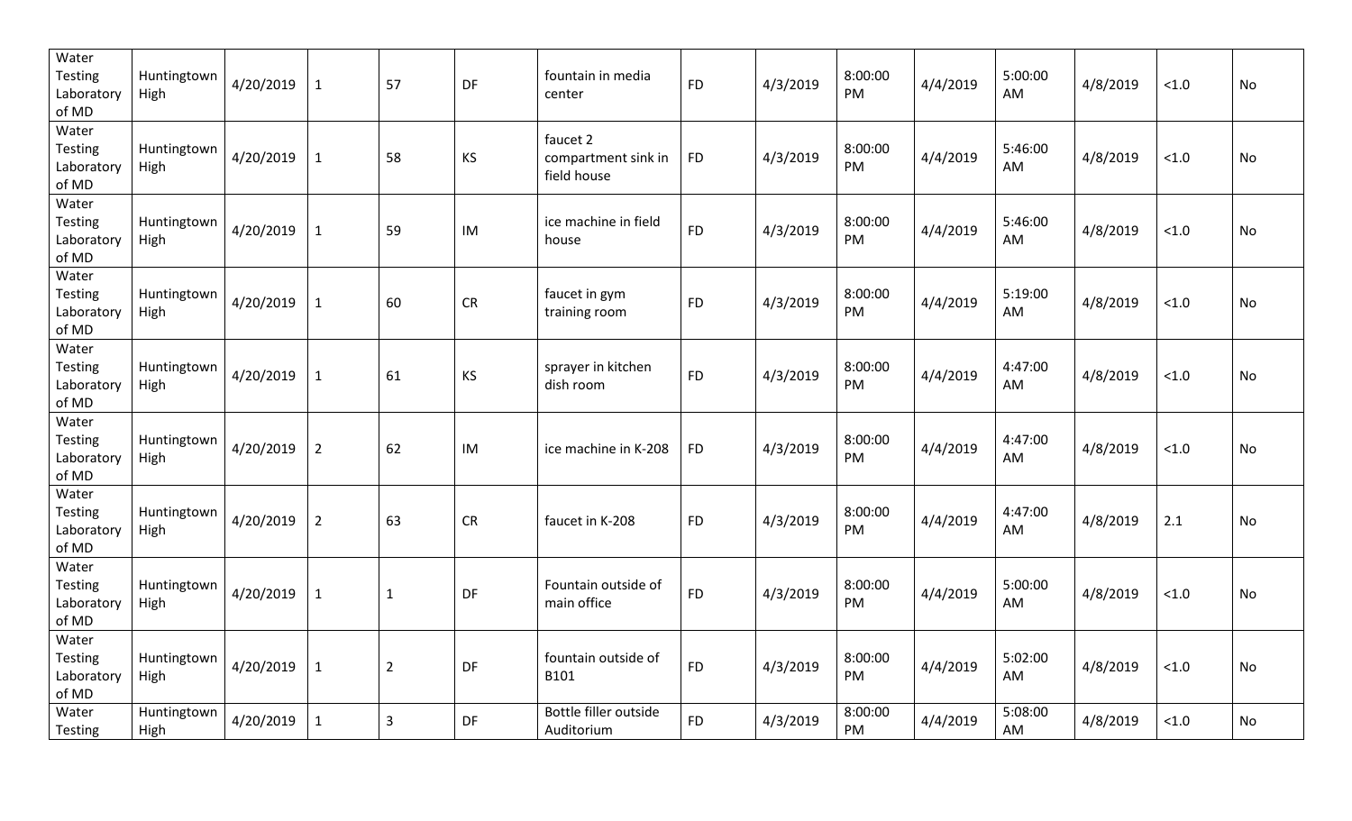| | | | | | | | | | | | | | | |
|---|---|---|---|---|---|---|---|---|---|---|---|---|---|---|
| Water Testing Laboratory of MD | Huntingtown High | 4/20/2019 | 1 | 57 | DF | fountain in media center | FD | 4/3/2019 | 8:00:00 PM | 4/4/2019 | 5:00:00 AM | 4/8/2019 | <1.0 | No |
| Water Testing Laboratory of MD | Huntingtown High | 4/20/2019 | 1 | 58 | KS | faucet 2 compartment sink in field house | FD | 4/3/2019 | 8:00:00 PM | 4/4/2019 | 5:46:00 AM | 4/8/2019 | <1.0 | No |
| Water Testing Laboratory of MD | Huntingtown High | 4/20/2019 | 1 | 59 | IM | ice machine in field house | FD | 4/3/2019 | 8:00:00 PM | 4/4/2019 | 5:46:00 AM | 4/8/2019 | <1.0 | No |
| Water Testing Laboratory of MD | Huntingtown High | 4/20/2019 | 1 | 60 | CR | faucet in gym training room | FD | 4/3/2019 | 8:00:00 PM | 4/4/2019 | 5:19:00 AM | 4/8/2019 | <1.0 | No |
| Water Testing Laboratory of MD | Huntingtown High | 4/20/2019 | 1 | 61 | KS | sprayer in kitchen dish room | FD | 4/3/2019 | 8:00:00 PM | 4/4/2019 | 4:47:00 AM | 4/8/2019 | <1.0 | No |
| Water Testing Laboratory of MD | Huntingtown High | 4/20/2019 | 2 | 62 | IM | ice machine in K-208 | FD | 4/3/2019 | 8:00:00 PM | 4/4/2019 | 4:47:00 AM | 4/8/2019 | <1.0 | No |
| Water Testing Laboratory of MD | Huntingtown High | 4/20/2019 | 2 | 63 | CR | faucet in K-208 | FD | 4/3/2019 | 8:00:00 PM | 4/4/2019 | 4:47:00 AM | 4/8/2019 | 2.1 | No |
| Water Testing Laboratory of MD | Huntingtown High | 4/20/2019 | 1 | 1 | DF | Fountain outside of main office | FD | 4/3/2019 | 8:00:00 PM | 4/4/2019 | 5:00:00 AM | 4/8/2019 | <1.0 | No |
| Water Testing Laboratory of MD | Huntingtown High | 4/20/2019 | 1 | 2 | DF | fountain outside of B101 | FD | 4/3/2019 | 8:00:00 PM | 4/4/2019 | 5:02:00 AM | 4/8/2019 | <1.0 | No |
| Water Testing | Huntingtown High | 4/20/2019 | 1 | 3 | DF | Bottle filler outside Auditorium | FD | 4/3/2019 | 8:00:00 PM | 4/4/2019 | 5:08:00 AM | 4/8/2019 | <1.0 | No |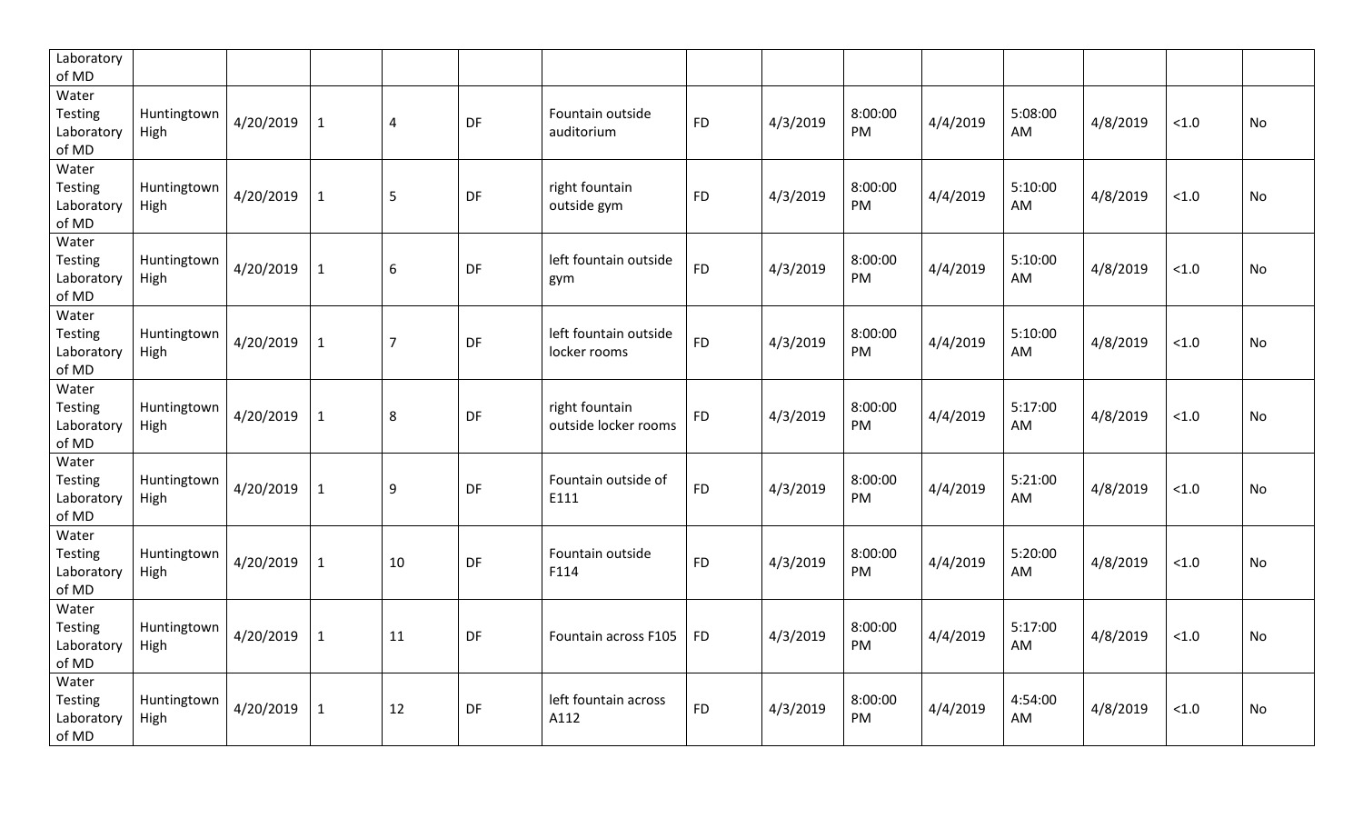| | | | | | | | | | | | | | | |
|---|---|---|---|---|---|---|---|---|---|---|---|---|---|---|
| Laboratory of MD | | | | | | | | | | | | | | |
| Water Testing Laboratory of MD | Huntingtown High | 4/20/2019 | 1 | 4 | DF | Fountain outside auditorium | FD | 4/3/2019 | 8:00:00 PM | 4/4/2019 | 5:08:00 AM | 4/8/2019 | <1.0 | No |
| Water Testing Laboratory of MD | Huntingtown High | 4/20/2019 | 1 | 5 | DF | right fountain outside gym | FD | 4/3/2019 | 8:00:00 PM | 4/4/2019 | 5:10:00 AM | 4/8/2019 | <1.0 | No |
| Water Testing Laboratory of MD | Huntingtown High | 4/20/2019 | 1 | 6 | DF | left fountain outside gym | FD | 4/3/2019 | 8:00:00 PM | 4/4/2019 | 5:10:00 AM | 4/8/2019 | <1.0 | No |
| Water Testing Laboratory of MD | Huntingtown High | 4/20/2019 | 1 | 7 | DF | left fountain outside locker rooms | FD | 4/3/2019 | 8:00:00 PM | 4/4/2019 | 5:10:00 AM | 4/8/2019 | <1.0 | No |
| Water Testing Laboratory of MD | Huntingtown High | 4/20/2019 | 1 | 8 | DF | right fountain outside locker rooms | FD | 4/3/2019 | 8:00:00 PM | 4/4/2019 | 5:17:00 AM | 4/8/2019 | <1.0 | No |
| Water Testing Laboratory of MD | Huntingtown High | 4/20/2019 | 1 | 9 | DF | Fountain outside of E111 | FD | 4/3/2019 | 8:00:00 PM | 4/4/2019 | 5:21:00 AM | 4/8/2019 | <1.0 | No |
| Water Testing Laboratory of MD | Huntingtown High | 4/20/2019 | 1 | 10 | DF | Fountain outside F114 | FD | 4/3/2019 | 8:00:00 PM | 4/4/2019 | 5:20:00 AM | 4/8/2019 | <1.0 | No |
| Water Testing Laboratory of MD | Huntingtown High | 4/20/2019 | 1 | 11 | DF | Fountain across F105 | FD | 4/3/2019 | 8:00:00 PM | 4/4/2019 | 5:17:00 AM | 4/8/2019 | <1.0 | No |
| Water Testing Laboratory of MD | Huntingtown High | 4/20/2019 | 1 | 12 | DF | left fountain across A112 | FD | 4/3/2019 | 8:00:00 PM | 4/4/2019 | 4:54:00 AM | 4/8/2019 | <1.0 | No |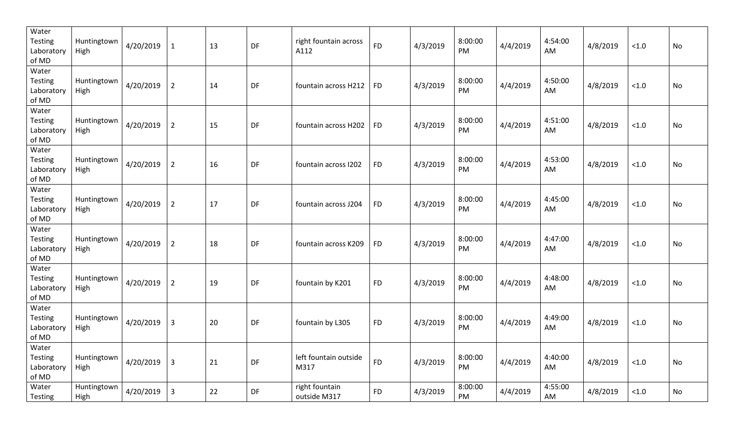| Water Testing Laboratory of MD | Huntingtown High | 4/20/2019 | 1 | 13 | DF | right fountain across A112 | FD | 4/3/2019 | 8:00:00 PM | 4/4/2019 | 4:54:00 AM | 4/8/2019 | <1.0 | No |
|---|---|---|---|---|---|---|---|---|---|---|---|---|---|---|
| Water Testing Laboratory of MD | Huntingtown High | 4/20/2019 | 2 | 14 | DF | fountain across H212 | FD | 4/3/2019 | 8:00:00 PM | 4/4/2019 | 4:50:00 AM | 4/8/2019 | <1.0 | No |
| Water Testing Laboratory of MD | Huntingtown High | 4/20/2019 | 2 | 15 | DF | fountain across H202 | FD | 4/3/2019 | 8:00:00 PM | 4/4/2019 | 4:51:00 AM | 4/8/2019 | <1.0 | No |
| Water Testing Laboratory of MD | Huntingtown High | 4/20/2019 | 2 | 16 | DF | fountain across I202 | FD | 4/3/2019 | 8:00:00 PM | 4/4/2019 | 4:53:00 AM | 4/8/2019 | <1.0 | No |
| Water Testing Laboratory of MD | Huntingtown High | 4/20/2019 | 2 | 17 | DF | fountain across J204 | FD | 4/3/2019 | 8:00:00 PM | 4/4/2019 | 4:45:00 AM | 4/8/2019 | <1.0 | No |
| Water Testing Laboratory of MD | Huntingtown High | 4/20/2019 | 2 | 18 | DF | fountain across K209 | FD | 4/3/2019 | 8:00:00 PM | 4/4/2019 | 4:47:00 AM | 4/8/2019 | <1.0 | No |
| Water Testing Laboratory of MD | Huntingtown High | 4/20/2019 | 2 | 19 | DF | fountain by K201 | FD | 4/3/2019 | 8:00:00 PM | 4/4/2019 | 4:48:00 AM | 4/8/2019 | <1.0 | No |
| Water Testing Laboratory of MD | Huntingtown High | 4/20/2019 | 3 | 20 | DF | fountain by L305 | FD | 4/3/2019 | 8:00:00 PM | 4/4/2019 | 4:49:00 AM | 4/8/2019 | <1.0 | No |
| Water Testing Laboratory of MD | Huntingtown High | 4/20/2019 | 3 | 21 | DF | left fountain outside M317 | FD | 4/3/2019 | 8:00:00 PM | 4/4/2019 | 4:40:00 AM | 4/8/2019 | <1.0 | No |
| Water Testing | Huntingtown High | 4/20/2019 | 3 | 22 | DF | right fountain outside M317 | FD | 4/3/2019 | 8:00:00 PM | 4/4/2019 | 4:55:00 AM | 4/8/2019 | <1.0 | No |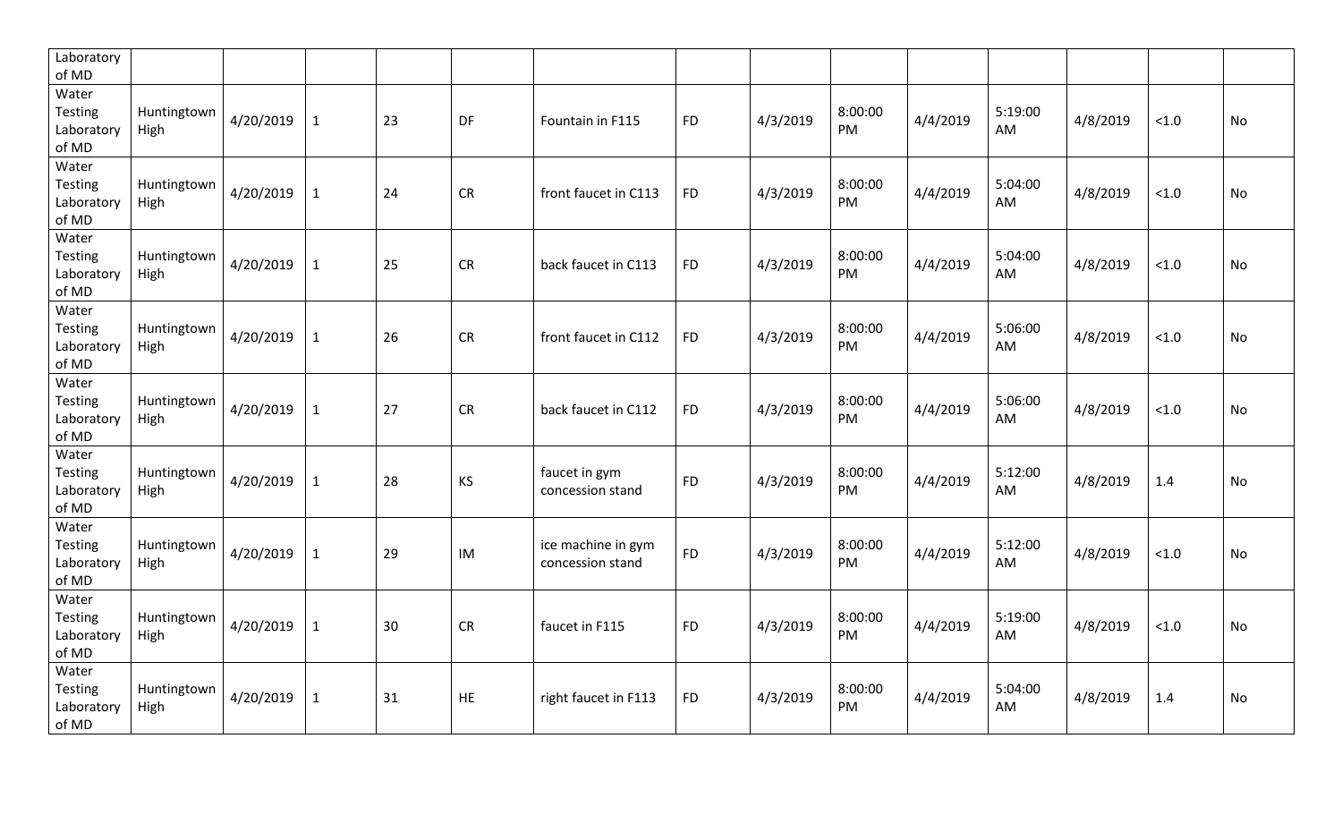| | | | | | | | | | | | | | | |
|---|---|---|---|---|---|---|---|---|---|---|---|---|---|---|
| Laboratory of MD | | | | | | | | | | | | | | |
| Water Testing Laboratory of MD | Huntingtown High | 4/20/2019 | 1 | 23 | DF | Fountain in F115 | FD | 4/3/2019 | 8:00:00 PM | 4/4/2019 | 5:19:00 AM | 4/8/2019 | <1.0 | No |
| Water Testing Laboratory of MD | Huntingtown High | 4/20/2019 | 1 | 24 | CR | front faucet in C113 | FD | 4/3/2019 | 8:00:00 PM | 4/4/2019 | 5:04:00 AM | 4/8/2019 | <1.0 | No |
| Water Testing Laboratory of MD | Huntingtown High | 4/20/2019 | 1 | 25 | CR | back faucet in C113 | FD | 4/3/2019 | 8:00:00 PM | 4/4/2019 | 5:04:00 AM | 4/8/2019 | <1.0 | No |
| Water Testing Laboratory of MD | Huntingtown High | 4/20/2019 | 1 | 26 | CR | front faucet in C112 | FD | 4/3/2019 | 8:00:00 PM | 4/4/2019 | 5:06:00 AM | 4/8/2019 | <1.0 | No |
| Water Testing Laboratory of MD | Huntingtown High | 4/20/2019 | 1 | 27 | CR | back faucet in C112 | FD | 4/3/2019 | 8:00:00 PM | 4/4/2019 | 5:06:00 AM | 4/8/2019 | <1.0 | No |
| Water Testing Laboratory of MD | Huntingtown High | 4/20/2019 | 1 | 28 | KS | faucet in gym concession stand | FD | 4/3/2019 | 8:00:00 PM | 4/4/2019 | 5:12:00 AM | 4/8/2019 | 1.4 | No |
| Water Testing Laboratory of MD | Huntingtown High | 4/20/2019 | 1 | 29 | IM | ice machine in gym concession stand | FD | 4/3/2019 | 8:00:00 PM | 4/4/2019 | 5:12:00 AM | 4/8/2019 | <1.0 | No |
| Water Testing Laboratory of MD | Huntingtown High | 4/20/2019 | 1 | 30 | CR | faucet in F115 | FD | 4/3/2019 | 8:00:00 PM | 4/4/2019 | 5:19:00 AM | 4/8/2019 | <1.0 | No |
| Water Testing Laboratory of MD | Huntingtown High | 4/20/2019 | 1 | 31 | HE | right faucet in F113 | FD | 4/3/2019 | 8:00:00 PM | 4/4/2019 | 5:04:00 AM | 4/8/2019 | 1.4 | No |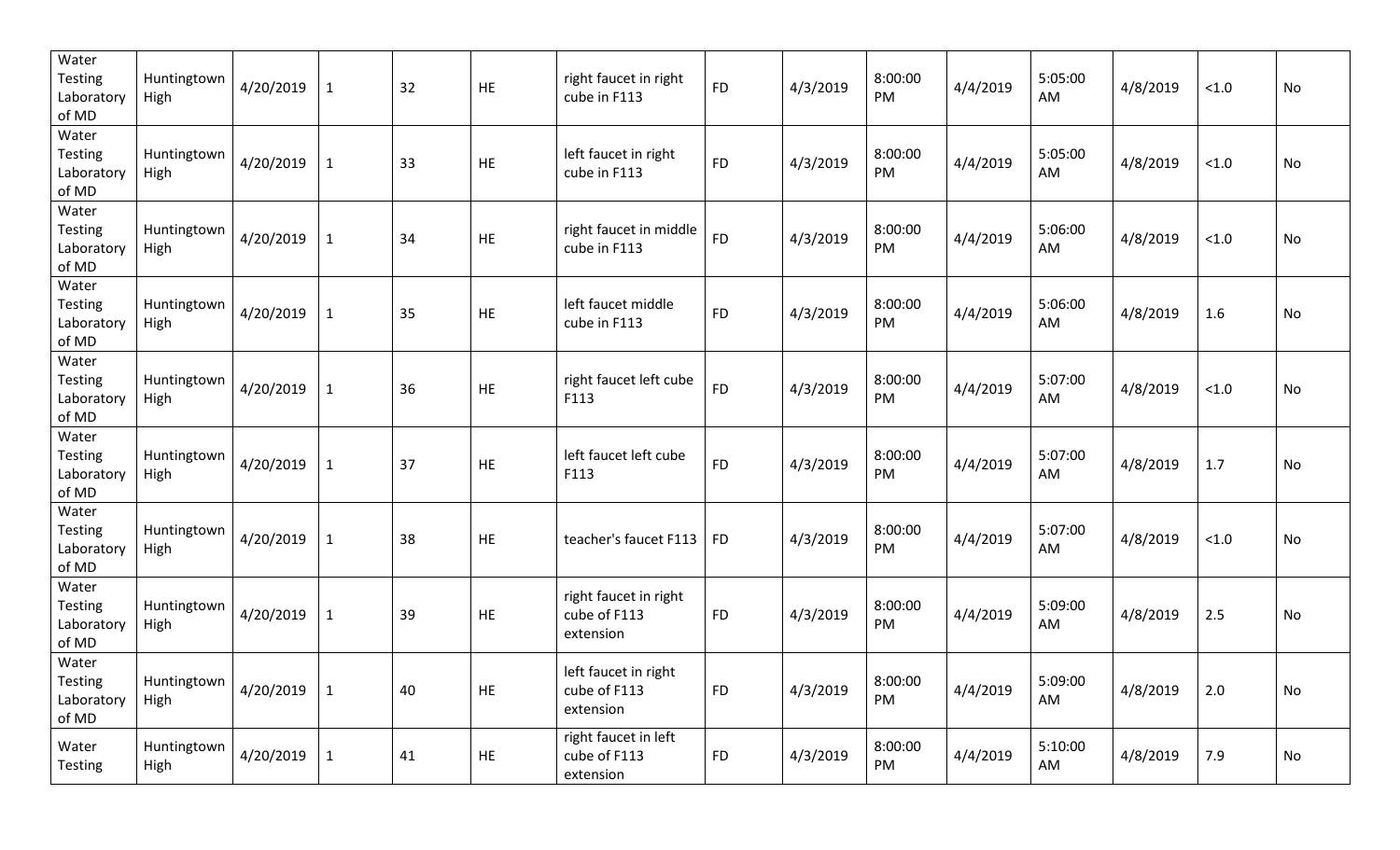| | | | | | | | | | | | | | | |
|---|---|---|---|---|---|---|---|---|---|---|---|---|---|---|
| Water Testing Laboratory of MD | Huntingtown High | 4/20/2019 | 1 | 32 | HE | right faucet in right cube in F113 | FD | 4/3/2019 | 8:00:00 PM | 4/4/2019 | 5:05:00 AM | 4/8/2019 | <1.0 | No |
| Water Testing Laboratory of MD | Huntingtown High | 4/20/2019 | 1 | 33 | HE | left faucet in right cube in F113 | FD | 4/3/2019 | 8:00:00 PM | 4/4/2019 | 5:05:00 AM | 4/8/2019 | <1.0 | No |
| Water Testing Laboratory of MD | Huntingtown High | 4/20/2019 | 1 | 34 | HE | right faucet in middle cube in F113 | FD | 4/3/2019 | 8:00:00 PM | 4/4/2019 | 5:06:00 AM | 4/8/2019 | <1.0 | No |
| Water Testing Laboratory of MD | Huntingtown High | 4/20/2019 | 1 | 35 | HE | left faucet middle cube in F113 | FD | 4/3/2019 | 8:00:00 PM | 4/4/2019 | 5:06:00 AM | 4/8/2019 | 1.6 | No |
| Water Testing Laboratory of MD | Huntingtown High | 4/20/2019 | 1 | 36 | HE | right faucet left cube F113 | FD | 4/3/2019 | 8:00:00 PM | 4/4/2019 | 5:07:00 AM | 4/8/2019 | <1.0 | No |
| Water Testing Laboratory of MD | Huntingtown High | 4/20/2019 | 1 | 37 | HE | left faucet left cube F113 | FD | 4/3/2019 | 8:00:00 PM | 4/4/2019 | 5:07:00 AM | 4/8/2019 | 1.7 | No |
| Water Testing Laboratory of MD | Huntingtown High | 4/20/2019 | 1 | 38 | HE | teacher's faucet F113 | FD | 4/3/2019 | 8:00:00 PM | 4/4/2019 | 5:07:00 AM | 4/8/2019 | <1.0 | No |
| Water Testing Laboratory of MD | Huntingtown High | 4/20/2019 | 1 | 39 | HE | right faucet in right cube of F113 extension | FD | 4/3/2019 | 8:00:00 PM | 4/4/2019 | 5:09:00 AM | 4/8/2019 | 2.5 | No |
| Water Testing Laboratory of MD | Huntingtown High | 4/20/2019 | 1 | 40 | HE | left faucet in right cube of F113 extension | FD | 4/3/2019 | 8:00:00 PM | 4/4/2019 | 5:09:00 AM | 4/8/2019 | 2.0 | No |
| Water Testing | Huntingtown High | 4/20/2019 | 1 | 41 | HE | right faucet in left cube of F113 extension | FD | 4/3/2019 | 8:00:00 PM | 4/4/2019 | 5:10:00 AM | 4/8/2019 | 7.9 | No |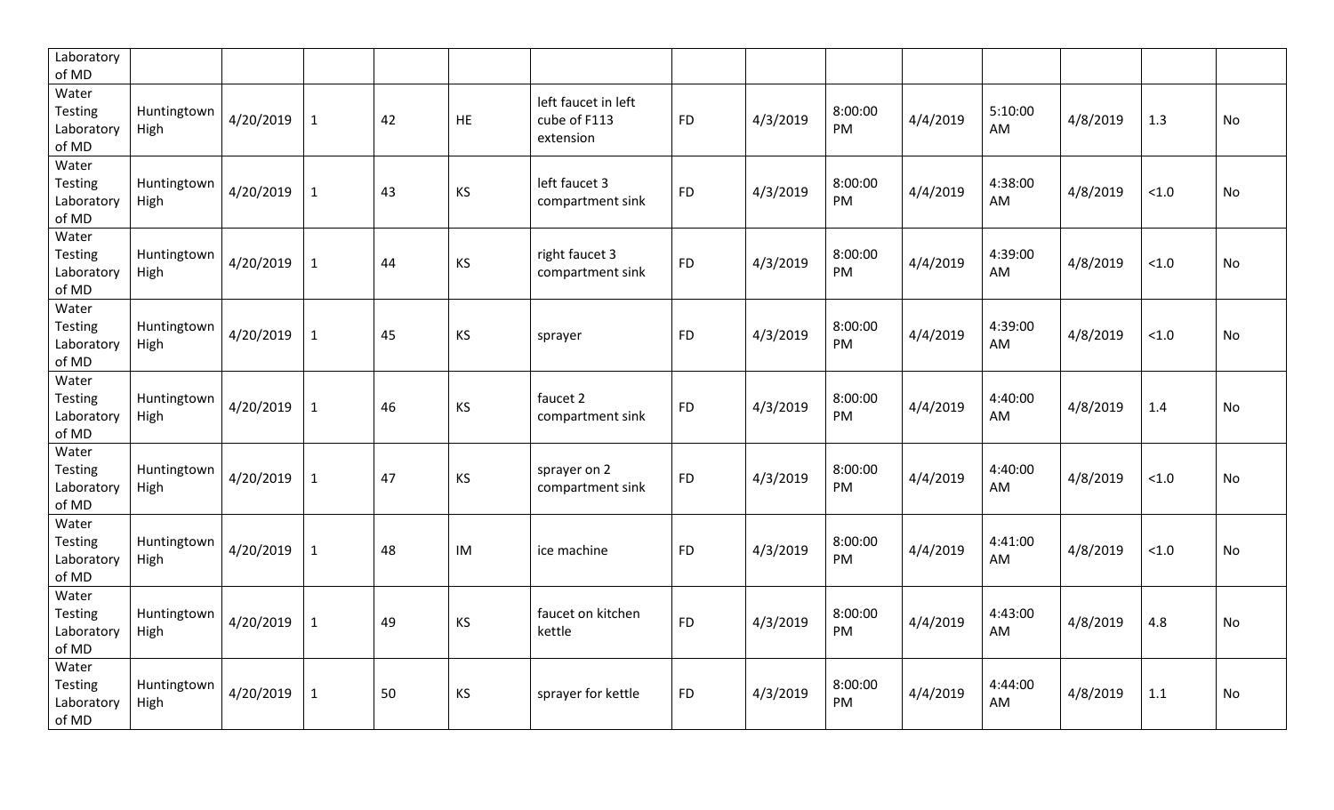| | | | | | | | | | | | | | | |
|---|---|---|---|---|---|---|---|---|---|---|---|---|---|---|
| Laboratory of MD | | | | | | | | | | | | | | |
| Water Testing Laboratory of MD | Huntingtown High | 4/20/2019 | 1 | 42 | HE | left faucet in left cube of F113 extension | FD | 4/3/2019 | 8:00:00 PM | 4/4/2019 | 5:10:00 AM | 4/8/2019 | 1.3 | No |
| Water Testing Laboratory of MD | Huntingtown High | 4/20/2019 | 1 | 43 | KS | left faucet 3 compartment sink | FD | 4/3/2019 | 8:00:00 PM | 4/4/2019 | 4:38:00 AM | 4/8/2019 | <1.0 | No |
| Water Testing Laboratory of MD | Huntingtown High | 4/20/2019 | 1 | 44 | KS | right faucet 3 compartment sink | FD | 4/3/2019 | 8:00:00 PM | 4/4/2019 | 4:39:00 AM | 4/8/2019 | <1.0 | No |
| Water Testing Laboratory of MD | Huntingtown High | 4/20/2019 | 1 | 45 | KS | sprayer | FD | 4/3/2019 | 8:00:00 PM | 4/4/2019 | 4:39:00 AM | 4/8/2019 | <1.0 | No |
| Water Testing Laboratory of MD | Huntingtown High | 4/20/2019 | 1 | 46 | KS | faucet 2 compartment sink | FD | 4/3/2019 | 8:00:00 PM | 4/4/2019 | 4:40:00 AM | 4/8/2019 | 1.4 | No |
| Water Testing Laboratory of MD | Huntingtown High | 4/20/2019 | 1 | 47 | KS | sprayer on 2 compartment sink | FD | 4/3/2019 | 8:00:00 PM | 4/4/2019 | 4:40:00 AM | 4/8/2019 | <1.0 | No |
| Water Testing Laboratory of MD | Huntingtown High | 4/20/2019 | 1 | 48 | IM | ice machine | FD | 4/3/2019 | 8:00:00 PM | 4/4/2019 | 4:41:00 AM | 4/8/2019 | <1.0 | No |
| Water Testing Laboratory of MD | Huntingtown High | 4/20/2019 | 1 | 49 | KS | faucet on kitchen kettle | FD | 4/3/2019 | 8:00:00 PM | 4/4/2019 | 4:43:00 AM | 4/8/2019 | 4.8 | No |
| Water Testing Laboratory of MD | Huntingtown High | 4/20/2019 | 1 | 50 | KS | sprayer for kettle | FD | 4/3/2019 | 8:00:00 PM | 4/4/2019 | 4:44:00 AM | 4/8/2019 | 1.1 | No |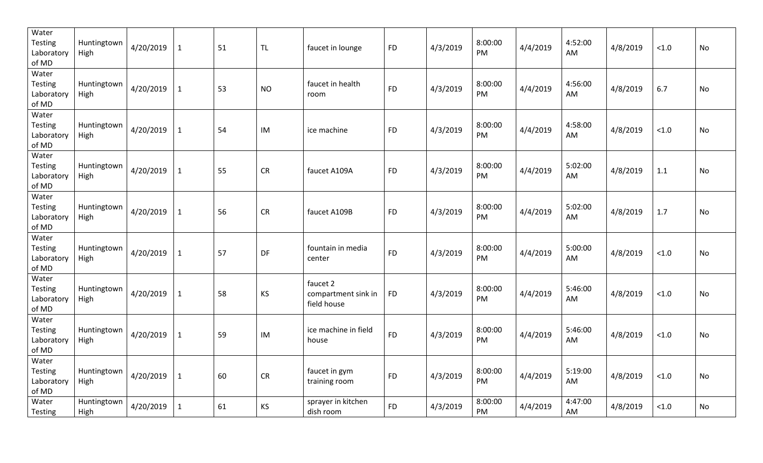| | | | | | | | | | | | | | | |
|---|---|---|---|---|---|---|---|---|---|---|---|---|---|---|
| Water Testing Laboratory of MD | Huntingtown High | 4/20/2019 | 1 | 51 | TL | faucet in lounge | FD | 4/3/2019 | 8:00:00 PM | 4/4/2019 | 4:52:00 AM | 4/8/2019 | <1.0 | No |
| Water Testing Laboratory of MD | Huntingtown High | 4/20/2019 | 1 | 53 | NO | faucet in health room | FD | 4/3/2019 | 8:00:00 PM | 4/4/2019 | 4:56:00 AM | 4/8/2019 | 6.7 | No |
| Water Testing Laboratory of MD | Huntingtown High | 4/20/2019 | 1 | 54 | IM | ice machine | FD | 4/3/2019 | 8:00:00 PM | 4/4/2019 | 4:58:00 AM | 4/8/2019 | <1.0 | No |
| Water Testing Laboratory of MD | Huntingtown High | 4/20/2019 | 1 | 55 | CR | faucet A109A | FD | 4/3/2019 | 8:00:00 PM | 4/4/2019 | 5:02:00 AM | 4/8/2019 | 1.1 | No |
| Water Testing Laboratory of MD | Huntingtown High | 4/20/2019 | 1 | 56 | CR | faucet A109B | FD | 4/3/2019 | 8:00:00 PM | 4/4/2019 | 5:02:00 AM | 4/8/2019 | 1.7 | No |
| Water Testing Laboratory of MD | Huntingtown High | 4/20/2019 | 1 | 57 | DF | fountain in media center | FD | 4/3/2019 | 8:00:00 PM | 4/4/2019 | 5:00:00 AM | 4/8/2019 | <1.0 | No |
| Water Testing Laboratory of MD | Huntingtown High | 4/20/2019 | 1 | 58 | KS | faucet 2 compartment sink in field house | FD | 4/3/2019 | 8:00:00 PM | 4/4/2019 | 5:46:00 AM | 4/8/2019 | <1.0 | No |
| Water Testing Laboratory of MD | Huntingtown High | 4/20/2019 | 1 | 59 | IM | ice machine in field house | FD | 4/3/2019 | 8:00:00 PM | 4/4/2019 | 5:46:00 AM | 4/8/2019 | <1.0 | No |
| Water Testing Laboratory of MD | Huntingtown High | 4/20/2019 | 1 | 60 | CR | faucet in gym training room | FD | 4/3/2019 | 8:00:00 PM | 4/4/2019 | 5:19:00 AM | 4/8/2019 | <1.0 | No |
| Water Testing | Huntingtown High | 4/20/2019 | 1 | 61 | KS | sprayer in kitchen dish room | FD | 4/3/2019 | 8:00:00 PM | 4/4/2019 | 4:47:00 AM | 4/8/2019 | <1.0 | No |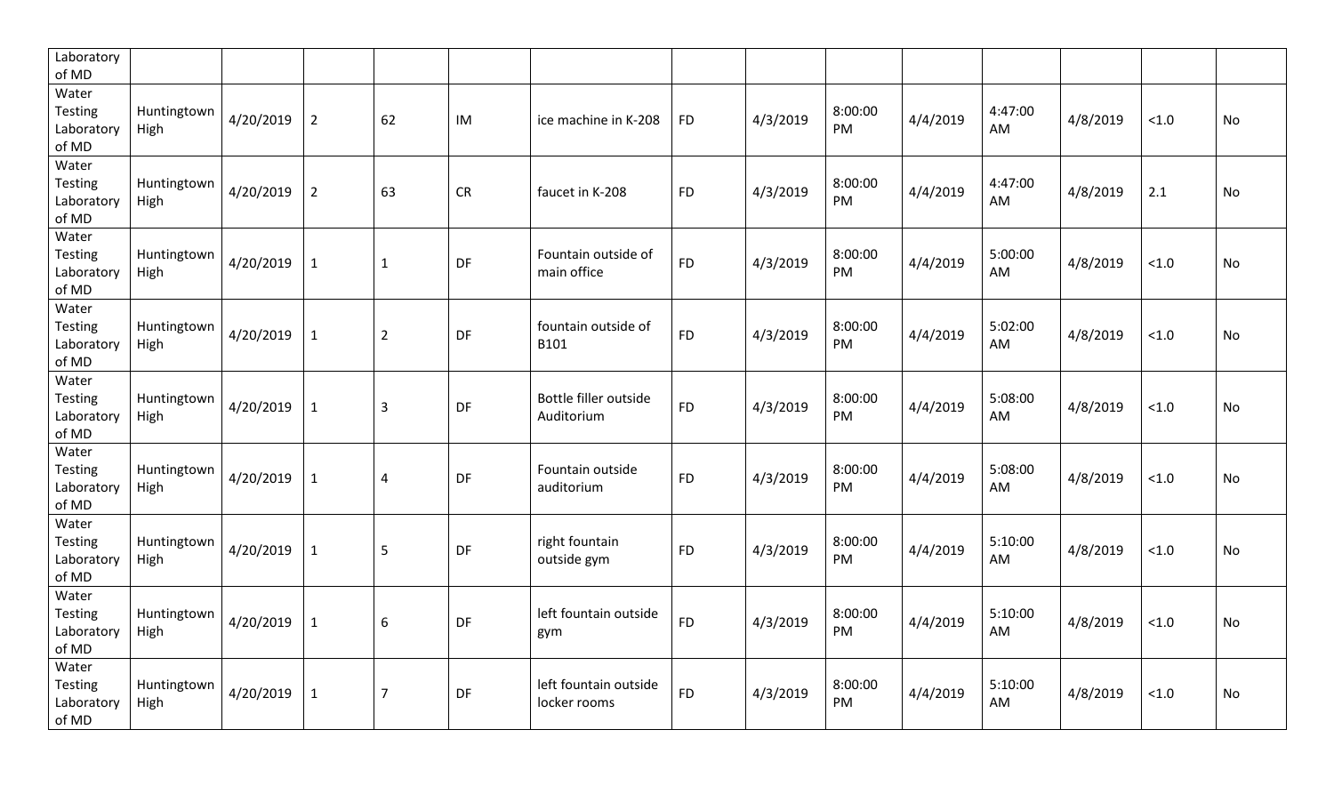| Laboratory of MD | | | | | | | | | | | | | | |
|---|---|---|---|---|---|---|---|---|---|---|---|---|---|---|
| Water Testing Laboratory of MD | Huntingtown High | 4/20/2019 | 2 | 62 | IM | ice machine in K-208 | FD | 4/3/2019 | 8:00:00 PM | 4/4/2019 | 4:47:00 AM | 4/8/2019 | <1.0 | No |
| Water Testing Laboratory of MD | Huntingtown High | 4/20/2019 | 2 | 63 | CR | faucet in K-208 | FD | 4/3/2019 | 8:00:00 PM | 4/4/2019 | 4:47:00 AM | 4/8/2019 | 2.1 | No |
| Water Testing Laboratory of MD | Huntingtown High | 4/20/2019 | 1 | 1 | DF | Fountain outside of main office | FD | 4/3/2019 | 8:00:00 PM | 4/4/2019 | 5:00:00 AM | 4/8/2019 | <1.0 | No |
| Water Testing Laboratory of MD | Huntingtown High | 4/20/2019 | 1 | 2 | DF | fountain outside of B101 | FD | 4/3/2019 | 8:00:00 PM | 4/4/2019 | 5:02:00 AM | 4/8/2019 | <1.0 | No |
| Water Testing Laboratory of MD | Huntingtown High | 4/20/2019 | 1 | 3 | DF | Bottle filler outside Auditorium | FD | 4/3/2019 | 8:00:00 PM | 4/4/2019 | 5:08:00 AM | 4/8/2019 | <1.0 | No |
| Water Testing Laboratory of MD | Huntingtown High | 4/20/2019 | 1 | 4 | DF | Fountain outside auditorium | FD | 4/3/2019 | 8:00:00 PM | 4/4/2019 | 5:08:00 AM | 4/8/2019 | <1.0 | No |
| Water Testing Laboratory of MD | Huntingtown High | 4/20/2019 | 1 | 5 | DF | right fountain outside gym | FD | 4/3/2019 | 8:00:00 PM | 4/4/2019 | 5:10:00 AM | 4/8/2019 | <1.0 | No |
| Water Testing Laboratory of MD | Huntingtown High | 4/20/2019 | 1 | 6 | DF | left fountain outside gym | FD | 4/3/2019 | 8:00:00 PM | 4/4/2019 | 5:10:00 AM | 4/8/2019 | <1.0 | No |
| Water Testing Laboratory of MD | Huntingtown High | 4/20/2019 | 1 | 7 | DF | left fountain outside locker rooms | FD | 4/3/2019 | 8:00:00 PM | 4/4/2019 | 5:10:00 AM | 4/8/2019 | <1.0 | No |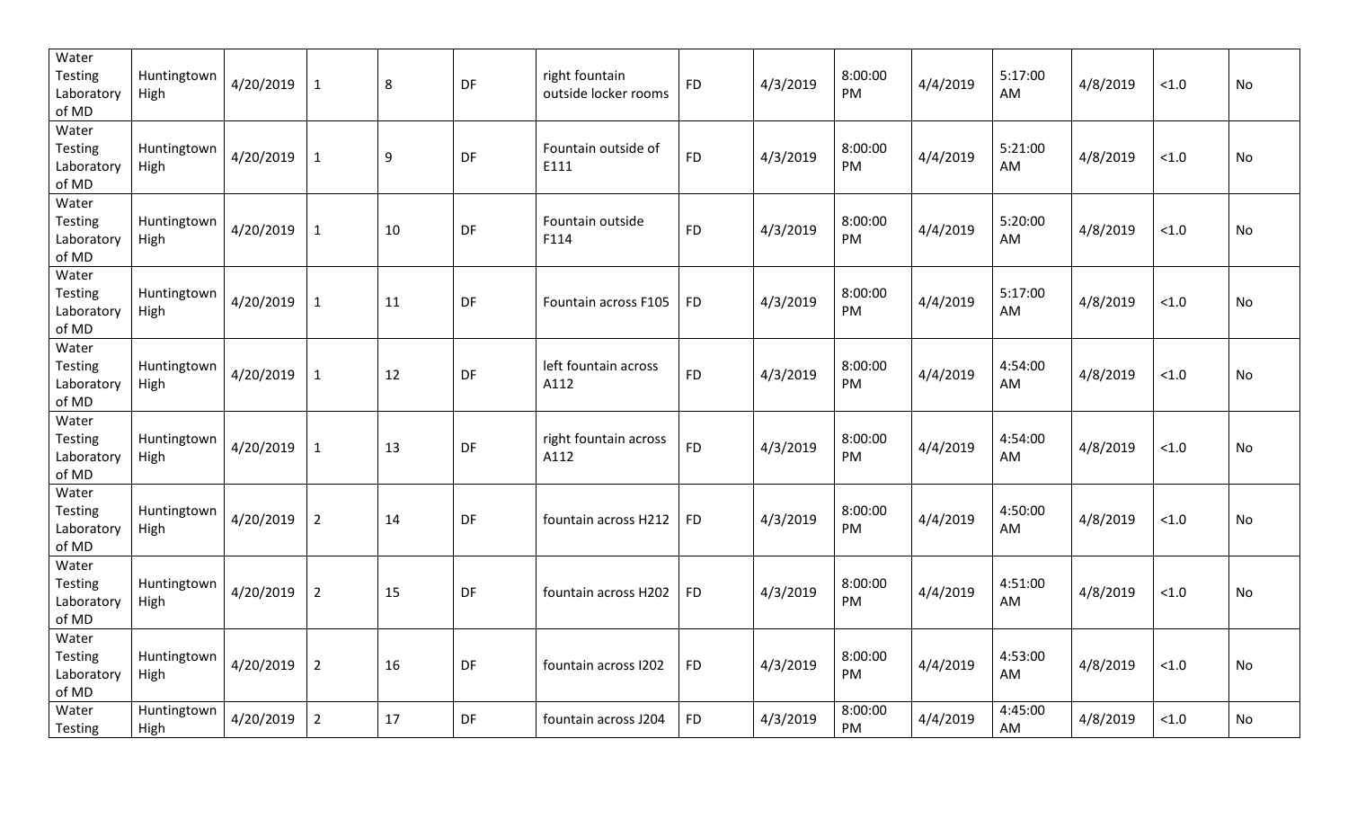| Water Testing Laboratory of MD | Huntingtown High | 4/20/2019 | 1 | 8 | DF | right fountain outside locker rooms | FD | 4/3/2019 | 8:00:00 PM | 4/4/2019 | 5:17:00 AM | 4/8/2019 | <1.0 | No |
|---|---|---|---|---|---|---|---|---|---|---|---|---|---|---|
| Water Testing Laboratory of MD | Huntingtown High | 4/20/2019 | 1 | 9 | DF | Fountain outside of E111 | FD | 4/3/2019 | 8:00:00 PM | 4/4/2019 | 5:21:00 AM | 4/8/2019 | <1.0 | No |
| Water Testing Laboratory of MD | Huntingtown High | 4/20/2019 | 1 | 10 | DF | Fountain outside F114 | FD | 4/3/2019 | 8:00:00 PM | 4/4/2019 | 5:20:00 AM | 4/8/2019 | <1.0 | No |
| Water Testing Laboratory of MD | Huntingtown High | 4/20/2019 | 1 | 11 | DF | Fountain across F105 | FD | 4/3/2019 | 8:00:00 PM | 4/4/2019 | 5:17:00 AM | 4/8/2019 | <1.0 | No |
| Water Testing Laboratory of MD | Huntingtown High | 4/20/2019 | 1 | 12 | DF | left fountain across A112 | FD | 4/3/2019 | 8:00:00 PM | 4/4/2019 | 4:54:00 AM | 4/8/2019 | <1.0 | No |
| Water Testing Laboratory of MD | Huntingtown High | 4/20/2019 | 1 | 13 | DF | right fountain across A112 | FD | 4/3/2019 | 8:00:00 PM | 4/4/2019 | 4:54:00 AM | 4/8/2019 | <1.0 | No |
| Water Testing Laboratory of MD | Huntingtown High | 4/20/2019 | 2 | 14 | DF | fountain across H212 | FD | 4/3/2019 | 8:00:00 PM | 4/4/2019 | 4:50:00 AM | 4/8/2019 | <1.0 | No |
| Water Testing Laboratory of MD | Huntingtown High | 4/20/2019 | 2 | 15 | DF | fountain across H202 | FD | 4/3/2019 | 8:00:00 PM | 4/4/2019 | 4:51:00 AM | 4/8/2019 | <1.0 | No |
| Water Testing Laboratory of MD | Huntingtown High | 4/20/2019 | 2 | 16 | DF | fountain across I202 | FD | 4/3/2019 | 8:00:00 PM | 4/4/2019 | 4:53:00 AM | 4/8/2019 | <1.0 | No |
| Water Testing | Huntingtown High | 4/20/2019 | 2 | 17 | DF | fountain across J204 | FD | 4/3/2019 | 8:00:00 PM | 4/4/2019 | 4:45:00 AM | 4/8/2019 | <1.0 | No |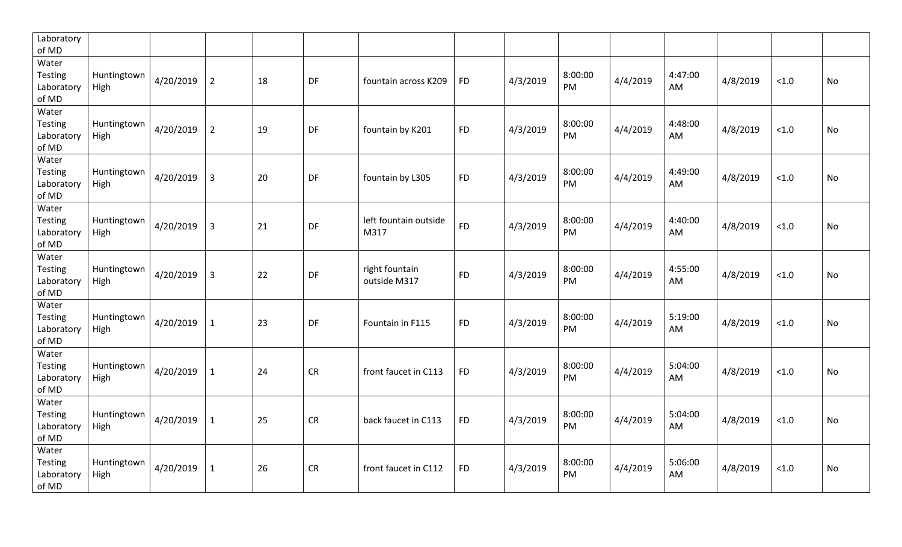| Laboratory of MD | | | | | | | | | | | | | | |
|---|---|---|---|---|---|---|---|---|---|---|---|---|---|---|
| Water Testing Laboratory of MD | Huntingtown High | 4/20/2019 | 2 | 18 | DF | fountain across K209 | FD | 4/3/2019 | 8:00:00 PM | 4/4/2019 | 4:47:00 AM | 4/8/2019 | <1.0 | No |
| Water Testing Laboratory of MD | Huntingtown High | 4/20/2019 | 2 | 19 | DF | fountain by K201 | FD | 4/3/2019 | 8:00:00 PM | 4/4/2019 | 4:48:00 AM | 4/8/2019 | <1.0 | No |
| Water Testing Laboratory of MD | Huntingtown High | 4/20/2019 | 3 | 20 | DF | fountain by L305 | FD | 4/3/2019 | 8:00:00 PM | 4/4/2019 | 4:49:00 AM | 4/8/2019 | <1.0 | No |
| Water Testing Laboratory of MD | Huntingtown High | 4/20/2019 | 3 | 21 | DF | left fountain outside M317 | FD | 4/3/2019 | 8:00:00 PM | 4/4/2019 | 4:40:00 AM | 4/8/2019 | <1.0 | No |
| Water Testing Laboratory of MD | Huntingtown High | 4/20/2019 | 3 | 22 | DF | right fountain outside M317 | FD | 4/3/2019 | 8:00:00 PM | 4/4/2019 | 4:55:00 AM | 4/8/2019 | <1.0 | No |
| Water Testing Laboratory of MD | Huntingtown High | 4/20/2019 | 1 | 23 | DF | Fountain in F115 | FD | 4/3/2019 | 8:00:00 PM | 4/4/2019 | 5:19:00 AM | 4/8/2019 | <1.0 | No |
| Water Testing Laboratory of MD | Huntingtown High | 4/20/2019 | 1 | 24 | CR | front faucet in C113 | FD | 4/3/2019 | 8:00:00 PM | 4/4/2019 | 5:04:00 AM | 4/8/2019 | <1.0 | No |
| Water Testing Laboratory of MD | Huntingtown High | 4/20/2019 | 1 | 25 | CR | back faucet in C113 | FD | 4/3/2019 | 8:00:00 PM | 4/4/2019 | 5:04:00 AM | 4/8/2019 | <1.0 | No |
| Water Testing Laboratory of MD | Huntingtown High | 4/20/2019 | 1 | 26 | CR | front faucet in C112 | FD | 4/3/2019 | 8:00:00 PM | 4/4/2019 | 5:06:00 AM | 4/8/2019 | <1.0 | No |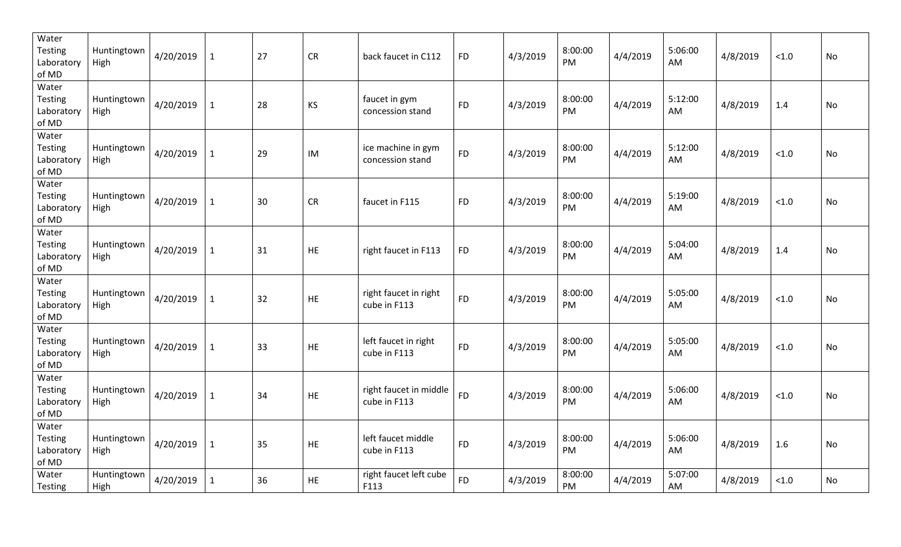| | | | | | | | | | | | | | | |
|---|---|---|---|---|---|---|---|---|---|---|---|---|---|---|
| Water Testing Laboratory of MD | Huntingtown High | 4/20/2019 | 1 | 27 | CR | back faucet in C112 | FD | 4/3/2019 | 8:00:00 PM | 4/4/2019 | 5:06:00 AM | 4/8/2019 | <1.0 | No |
| Water Testing Laboratory of MD | Huntingtown High | 4/20/2019 | 1 | 28 | KS | faucet in gym concession stand | FD | 4/3/2019 | 8:00:00 PM | 4/4/2019 | 5:12:00 AM | 4/8/2019 | 1.4 | No |
| Water Testing Laboratory of MD | Huntingtown High | 4/20/2019 | 1 | 29 | IM | ice machine in gym concession stand | FD | 4/3/2019 | 8:00:00 PM | 4/4/2019 | 5:12:00 AM | 4/8/2019 | <1.0 | No |
| Water Testing Laboratory of MD | Huntingtown High | 4/20/2019 | 1 | 30 | CR | faucet in F115 | FD | 4/3/2019 | 8:00:00 PM | 4/4/2019 | 5:19:00 AM | 4/8/2019 | <1.0 | No |
| Water Testing Laboratory of MD | Huntingtown High | 4/20/2019 | 1 | 31 | HE | right faucet in F113 | FD | 4/3/2019 | 8:00:00 PM | 4/4/2019 | 5:04:00 AM | 4/8/2019 | 1.4 | No |
| Water Testing Laboratory of MD | Huntingtown High | 4/20/2019 | 1 | 32 | HE | right faucet in right cube in F113 | FD | 4/3/2019 | 8:00:00 PM | 4/4/2019 | 5:05:00 AM | 4/8/2019 | <1.0 | No |
| Water Testing Laboratory of MD | Huntingtown High | 4/20/2019 | 1 | 33 | HE | left faucet in right cube in F113 | FD | 4/3/2019 | 8:00:00 PM | 4/4/2019 | 5:05:00 AM | 4/8/2019 | <1.0 | No |
| Water Testing Laboratory of MD | Huntingtown High | 4/20/2019 | 1 | 34 | HE | right faucet in middle cube in F113 | FD | 4/3/2019 | 8:00:00 PM | 4/4/2019 | 5:06:00 AM | 4/8/2019 | <1.0 | No |
| Water Testing Laboratory of MD | Huntingtown High | 4/20/2019 | 1 | 35 | HE | left faucet middle cube in F113 | FD | 4/3/2019 | 8:00:00 PM | 4/4/2019 | 5:06:00 AM | 4/8/2019 | 1.6 | No |
| Water Testing | Huntingtown High | 4/20/2019 | 1 | 36 | HE | right faucet left cube F113 | FD | 4/3/2019 | 8:00:00 PM | 4/4/2019 | 5:07:00 AM | 4/8/2019 | <1.0 | No |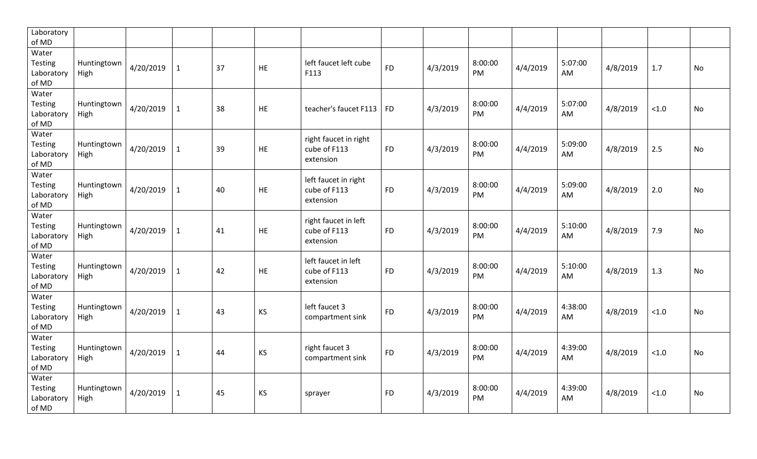| Laboratory of MD | | | | | | | | | | | | | | |
|---|---|---|---|---|---|---|---|---|---|---|---|---|---|---|
| Water Testing Laboratory of MD | Huntingtown High | 4/20/2019 | 1 | 37 | HE | left faucet left cube F113 | FD | 4/3/2019 | 8:00:00 PM | 4/4/2019 | 5:07:00 AM | 4/8/2019 | 1.7 | No |
| Water Testing Laboratory of MD | Huntingtown High | 4/20/2019 | 1 | 38 | HE | teacher's faucet F113 | FD | 4/3/2019 | 8:00:00 PM | 4/4/2019 | 5:07:00 AM | 4/8/2019 | <1.0 | No |
| Water Testing Laboratory of MD | Huntingtown High | 4/20/2019 | 1 | 39 | HE | right faucet in right cube of F113 extension | FD | 4/3/2019 | 8:00:00 PM | 4/4/2019 | 5:09:00 AM | 4/8/2019 | 2.5 | No |
| Water Testing Laboratory of MD | Huntingtown High | 4/20/2019 | 1 | 40 | HE | left faucet in right cube of F113 extension | FD | 4/3/2019 | 8:00:00 PM | 4/4/2019 | 5:09:00 AM | 4/8/2019 | 2.0 | No |
| Water Testing Laboratory of MD | Huntingtown High | 4/20/2019 | 1 | 41 | HE | right faucet in left cube of F113 extension | FD | 4/3/2019 | 8:00:00 PM | 4/4/2019 | 5:10:00 AM | 4/8/2019 | 7.9 | No |
| Water Testing Laboratory of MD | Huntingtown High | 4/20/2019 | 1 | 42 | HE | left faucet in left cube of F113 extension | FD | 4/3/2019 | 8:00:00 PM | 4/4/2019 | 5:10:00 AM | 4/8/2019 | 1.3 | No |
| Water Testing Laboratory of MD | Huntingtown High | 4/20/2019 | 1 | 43 | KS | left faucet 3 compartment sink | FD | 4/3/2019 | 8:00:00 PM | 4/4/2019 | 4:38:00 AM | 4/8/2019 | <1.0 | No |
| Water Testing Laboratory of MD | Huntingtown High | 4/20/2019 | 1 | 44 | KS | right faucet 3 compartment sink | FD | 4/3/2019 | 8:00:00 PM | 4/4/2019 | 4:39:00 AM | 4/8/2019 | <1.0 | No |
| Water Testing Laboratory of MD | Huntingtown High | 4/20/2019 | 1 | 45 | KS | sprayer | FD | 4/3/2019 | 8:00:00 PM | 4/4/2019 | 4:39:00 AM | 4/8/2019 | <1.0 | No |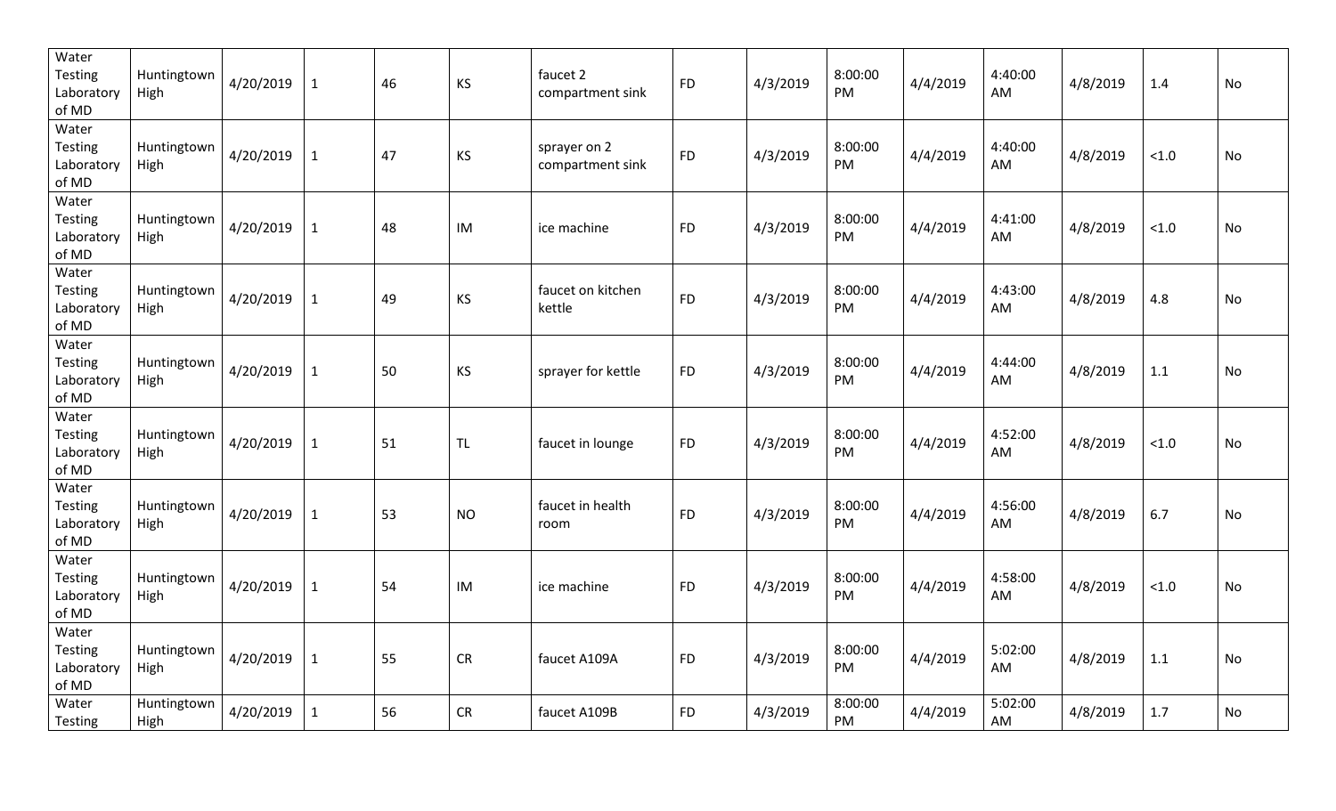| Water Testing Laboratory of MD | Huntingtown High | 4/20/2019 | 1 | 46 | KS | faucet 2 compartment sink | FD | 4/3/2019 | 8:00:00 PM | 4/4/2019 | 4:40:00 AM | 4/8/2019 | 1.4 | No |
|---|---|---|---|---|---|---|---|---|---|---|---|---|---|---|
| Water Testing Laboratory of MD | Huntingtown High | 4/20/2019 | 1 | 47 | KS | sprayer on 2 compartment sink | FD | 4/3/2019 | 8:00:00 PM | 4/4/2019 | 4:40:00 AM | 4/8/2019 | <1.0 | No |
| Water Testing Laboratory of MD | Huntingtown High | 4/20/2019 | 1 | 48 | IM | ice machine | FD | 4/3/2019 | 8:00:00 PM | 4/4/2019 | 4:41:00 AM | 4/8/2019 | <1.0 | No |
| Water Testing Laboratory of MD | Huntingtown High | 4/20/2019 | 1 | 49 | KS | faucet on kitchen kettle | FD | 4/3/2019 | 8:00:00 PM | 4/4/2019 | 4:43:00 AM | 4/8/2019 | 4.8 | No |
| Water Testing Laboratory of MD | Huntingtown High | 4/20/2019 | 1 | 50 | KS | sprayer for kettle | FD | 4/3/2019 | 8:00:00 PM | 4/4/2019 | 4:44:00 AM | 4/8/2019 | 1.1 | No |
| Water Testing Laboratory of MD | Huntingtown High | 4/20/2019 | 1 | 51 | TL | faucet in lounge | FD | 4/3/2019 | 8:00:00 PM | 4/4/2019 | 4:52:00 AM | 4/8/2019 | <1.0 | No |
| Water Testing Laboratory of MD | Huntingtown High | 4/20/2019 | 1 | 53 | NO | faucet in health room | FD | 4/3/2019 | 8:00:00 PM | 4/4/2019 | 4:56:00 AM | 4/8/2019 | 6.7 | No |
| Water Testing Laboratory of MD | Huntingtown High | 4/20/2019 | 1 | 54 | IM | ice machine | FD | 4/3/2019 | 8:00:00 PM | 4/4/2019 | 4:58:00 AM | 4/8/2019 | <1.0 | No |
| Water Testing Laboratory of MD | Huntingtown High | 4/20/2019 | 1 | 55 | CR | faucet A109A | FD | 4/3/2019 | 8:00:00 PM | 4/4/2019 | 5:02:00 AM | 4/8/2019 | 1.1 | No |
| Water Testing | Huntingtown High | 4/20/2019 | 1 | 56 | CR | faucet A109B | FD | 4/3/2019 | 8:00:00 PM | 4/4/2019 | 5:02:00 AM | 4/8/2019 | 1.7 | No |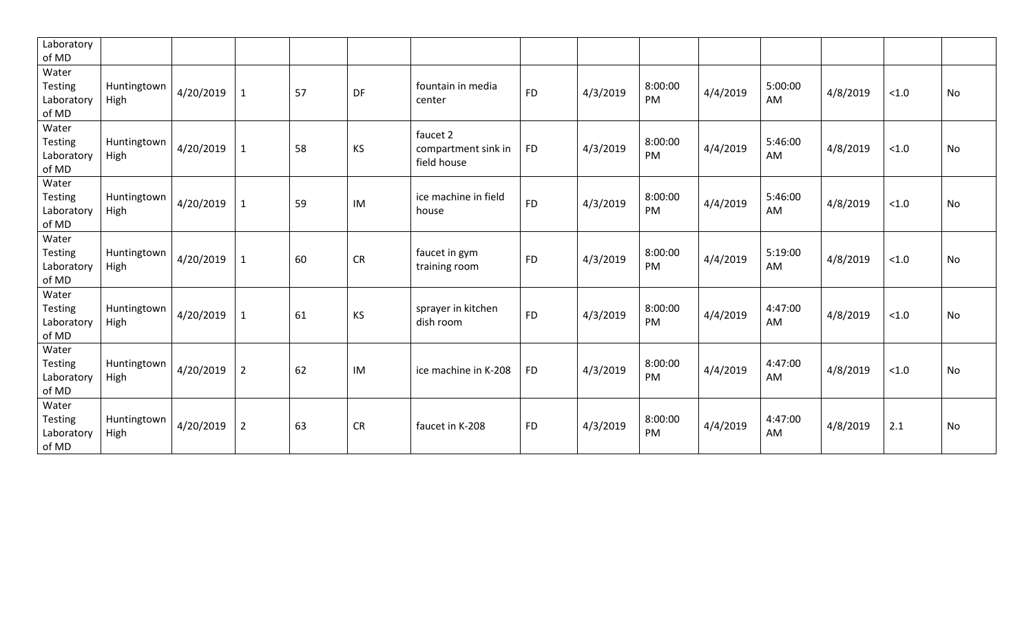| | | | | | | | | | | | | | | |
|---|---|---|---|---|---|---|---|---|---|---|---|---|---|---|
| Laboratory of MD | | | | | | | | | | | | | | |
| Water Testing Laboratory of MD | Huntingtown High | 4/20/2019 | 1 | 57 | DF | fountain in media center | FD | 4/3/2019 | 8:00:00 PM | 4/4/2019 | 5:00:00 AM | 4/8/2019 | <1.0 | No |
| Water Testing Laboratory of MD | Huntingtown High | 4/20/2019 | 1 | 58 | KS | faucet 2 compartment sink in field house | FD | 4/3/2019 | 8:00:00 PM | 4/4/2019 | 5:46:00 AM | 4/8/2019 | <1.0 | No |
| Water Testing Laboratory of MD | Huntingtown High | 4/20/2019 | 1 | 59 | IM | ice machine in field house | FD | 4/3/2019 | 8:00:00 PM | 4/4/2019 | 5:46:00 AM | 4/8/2019 | <1.0 | No |
| Water Testing Laboratory of MD | Huntingtown High | 4/20/2019 | 1 | 60 | CR | faucet in gym training room | FD | 4/3/2019 | 8:00:00 PM | 4/4/2019 | 5:19:00 AM | 4/8/2019 | <1.0 | No |
| Water Testing Laboratory of MD | Huntingtown High | 4/20/2019 | 1 | 61 | KS | sprayer in kitchen dish room | FD | 4/3/2019 | 8:00:00 PM | 4/4/2019 | 4:47:00 AM | 4/8/2019 | <1.0 | No |
| Water Testing Laboratory of MD | Huntingtown High | 4/20/2019 | 2 | 62 | IM | ice machine in K-208 | FD | 4/3/2019 | 8:00:00 PM | 4/4/2019 | 4:47:00 AM | 4/8/2019 | <1.0 | No |
| Water Testing Laboratory of MD | Huntingtown High | 4/20/2019 | 2 | 63 | CR | faucet in K-208 | FD | 4/3/2019 | 8:00:00 PM | 4/4/2019 | 4:47:00 AM | 4/8/2019 | 2.1 | No |